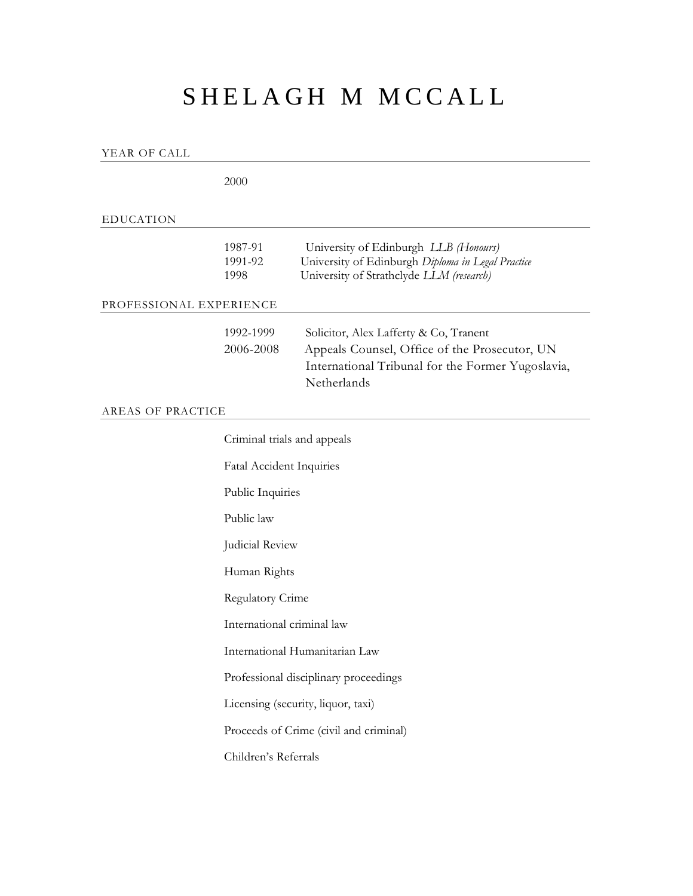# SHELAGH M MCCALL

## YEAR OF CALL

2000

## EDUCATION

| | |
|---|---|
| 1987-91 | University of Edinburgh *LLB (Honours)* |
| 1991-92 | University of Edinburgh *Diploma in Legal Practice* |
| 1998 | University of Strathclyde *LLM (research)* |

## PROFESSIONAL EXPERIENCE

| | |
|---|---|
| 1992-1999 | Solicitor, Alex Lafferty & Co, Tranent |
| 2006-2008 | Appeals Counsel, Office of the Prosecutor, UN International Tribunal for the Former Yugoslavia, Netherlands |

## AREAS OF PRACTICE

Criminal trials and appeals

Fatal Accident Inquiries

Public Inquiries

Public law

Judicial Review

Human Rights

Regulatory Crime

International criminal law

International Humanitarian Law

Professional disciplinary proceedings

Licensing (security, liquor, taxi)

Proceeds of Crime (civil and criminal)

Children's Referrals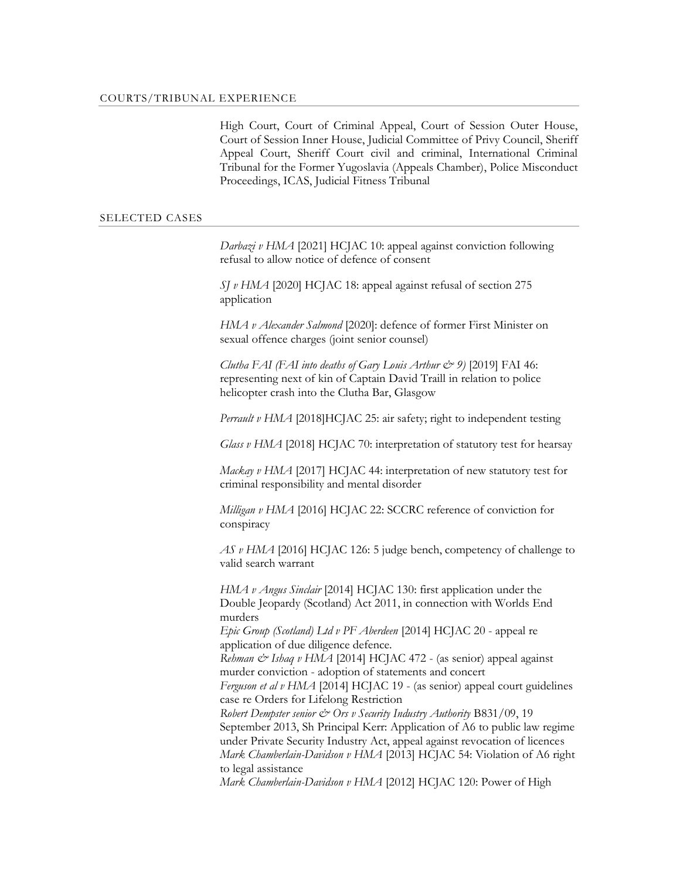## COURTS/TRIBUNAL EXPERIENCE

High Court, Court of Criminal Appeal, Court of Session Outer House, Court of Session Inner House, Judicial Committee of Privy Council, Sheriff Appeal Court, Sheriff Court civil and criminal, International Criminal Tribunal for the Former Yugoslavia (Appeals Chamber), Police Misconduct Proceedings, ICAS, Judicial Fitness Tribunal

## SELECTED CASES

*Darbazi v HMA* [2021] HCJAC 10: appeal against conviction following refusal to allow notice of defence of consent

*SJ v HMA* [2020] HCJAC 18: appeal against refusal of section 275 application

*HMA v Alexander Salmond* [2020]: defence of former First Minister on sexual offence charges (joint senior counsel)

*Clutha FAI (FAI into deaths of Gary Louis Arthur & 9)* [2019] FAI 46: representing next of kin of Captain David Traill in relation to police helicopter crash into the Clutha Bar, Glasgow

*Perrault v HMA* [2018]HCJAC 25: air safety; right to independent testing

*Glass v HMA* [2018] HCJAC 70: interpretation of statutory test for hearsay

*Mackay v HMA* [2017] HCJAC 44: interpretation of new statutory test for criminal responsibility and mental disorder

*Milligan v HMA* [2016] HCJAC 22: SCCRC reference of conviction for conspiracy

*AS v HMA* [2016] HCJAC 126: 5 judge bench, competency of challenge to valid search warrant

*HMA v Angus Sinclair* [2014] HCJAC 130: first application under the Double Jeopardy (Scotland) Act 2011, in connection with Worlds End murders

*Epic Group (Scotland) Ltd v PF Aberdeen* [2014] HCJAC 20 - appeal re application of due diligence defence.

*Rehman & Ishaq v HMA* [2014] HCJAC 472 - (as senior) appeal against murder conviction - adoption of statements and concert

*Ferguson et al v HMA* [2014] HCJAC 19 - (as senior) appeal court guidelines case re Orders for Lifelong Restriction

*Robert Dempster senior & Ors v Security Industry Authority* B831/09, 19 September 2013, Sh Principal Kerr: Application of A6 to public law regime under Private Security Industry Act, appeal against revocation of licences

*Mark Chamberlain-Davidson v HMA* [2013] HCJAC 54: Violation of A6 right to legal assistance

*Mark Chamberlain-Davidson v HMA* [2012] HCJAC 120: Power of High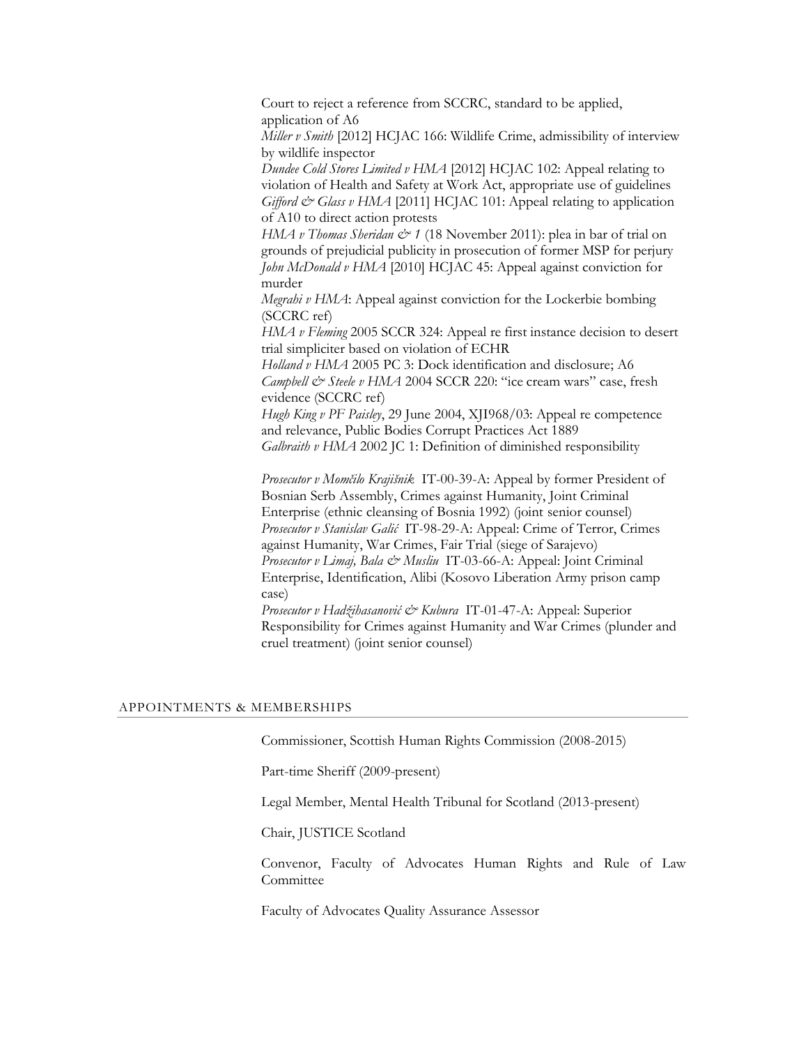Court to reject a reference from SCCRC, standard to be applied, application of A6

*Miller v Smith* [2012] HCJAC 166: Wildlife Crime, admissibility of interview by wildlife inspector

*Dundee Cold Stores Limited v HMA* [2012] HCJAC 102: Appeal relating to violation of Health and Safety at Work Act, appropriate use of guidelines

*Gifford & Glass v HMA* [2011] HCJAC 101: Appeal relating to application of A10 to direct action protests

*HMA v Thomas Sheridan & 1* (18 November 2011): plea in bar of trial on grounds of prejudicial publicity in prosecution of former MSP for perjury

*John McDonald v HMA* [2010] HCJAC 45: Appeal against conviction for murder

*Megrahi v HMA*: Appeal against conviction for the Lockerbie bombing (SCCRC ref)

*HMA v Fleming* 2005 SCCR 324: Appeal re first instance decision to desert trial simpliciter based on violation of ECHR

*Holland v HMA* 2005 PC 3: Dock identification and disclosure; A6

*Campbell & Steele v HMA* 2004 SCCR 220: "ice cream wars" case, fresh evidence (SCCRC ref)

*Hugh King v PF Paisley*, 29 June 2004, XJI968/03: Appeal re competence and relevance, Public Bodies Corrupt Practices Act 1889

*Galbraith v HMA* 2002 JC 1: Definition of diminished responsibility

*Prosecutor v Momčilo Krajišnik* IT-00-39-A: Appeal by former President of Bosnian Serb Assembly, Crimes against Humanity, Joint Criminal Enterprise (ethnic cleansing of Bosnia 1992) (joint senior counsel)

*Prosecutor v Stanislav Galić* IT-98-29-A: Appeal: Crime of Terror, Crimes against Humanity, War Crimes, Fair Trial (siege of Sarajevo)

*Prosecutor v Limaj, Bala & Musliu* IT-03-66-A: Appeal: Joint Criminal Enterprise, Identification, Alibi (Kosovo Liberation Army prison camp case)

*Prosecutor v Hadžihasanović & Kubura* IT-01-47-A: Appeal: Superior Responsibility for Crimes against Humanity and War Crimes (plunder and cruel treatment) (joint senior counsel)

## APPOINTMENTS & MEMBERSHIPS

Commissioner, Scottish Human Rights Commission (2008-2015)

Part-time Sheriff (2009-present)

Legal Member, Mental Health Tribunal for Scotland (2013-present)

Chair, JUSTICE Scotland

Convenor, Faculty of Advocates Human Rights and Rule of Law Committee

Faculty of Advocates Quality Assurance Assessor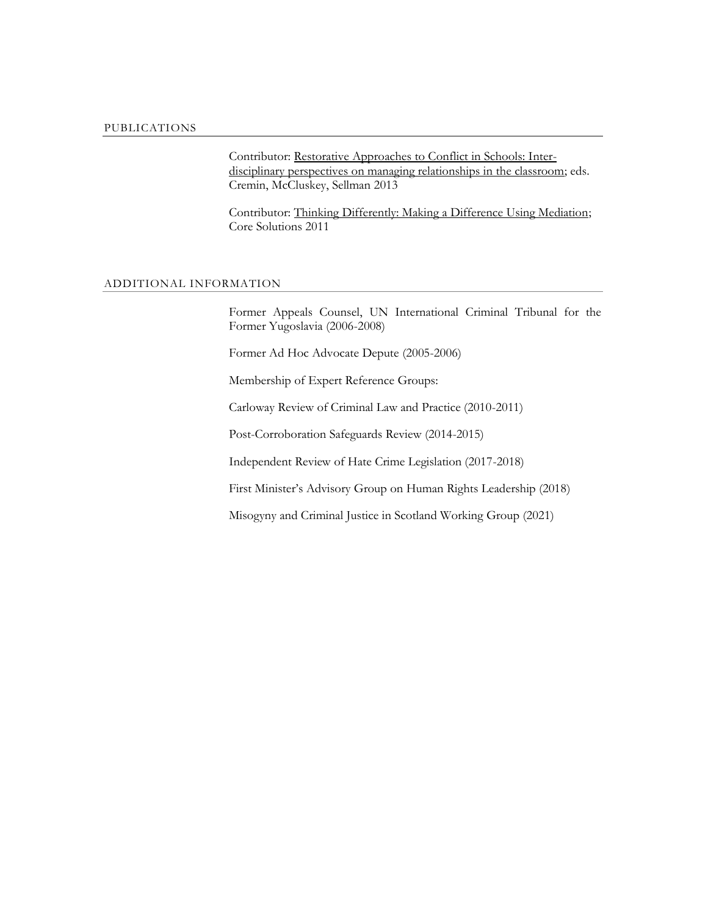## PUBLICATIONS

Contributor: <u>Restorative Approaches to Conflict in Schools: Inter-disciplinary perspectives on managing relationships in the classroom</u>; eds. Cremin, McCluskey, Sellman 2013

Contributor: <u>Thinking Differently: Making a Difference Using Mediation</u>; Core Solutions 2011

## ADDITIONAL INFORMATION

Former Appeals Counsel, UN International Criminal Tribunal for the Former Yugoslavia (2006-2008)

Former Ad Hoc Advocate Depute (2005-2006)

Membership of Expert Reference Groups:

Carloway Review of Criminal Law and Practice (2010-2011)

Post-Corroboration Safeguards Review (2014-2015)

Independent Review of Hate Crime Legislation (2017-2018)

First Minister's Advisory Group on Human Rights Leadership (2018)

Misogyny and Criminal Justice in Scotland Working Group (2021)